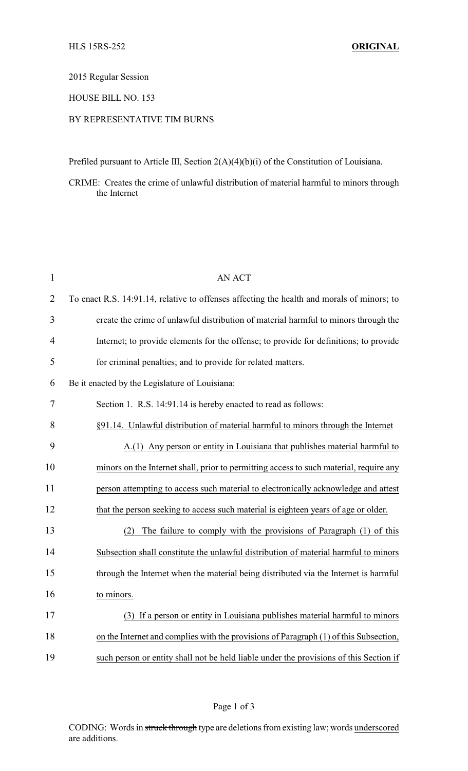2015 Regular Session

HOUSE BILL NO. 153

BY REPRESENTATIVE TIM BURNS

Prefiled pursuant to Article III, Section 2(A)(4)(b)(i) of the Constitution of Louisiana.

CRIME: Creates the crime of unlawful distribution of material harmful to minors through the Internet

AN ACT

To enact R.S. 14:91.14, relative to offenses affecting the health and morals of minors; to create the crime of unlawful distribution of material harmful to minors through the Internet; to provide elements for the offense; to provide for definitions; to provide for criminal penalties; and to provide for related matters.

Be it enacted by the Legislature of Louisiana:

Section 1. R.S. 14:91.14 is hereby enacted to read as follows:

§91.14. Unlawful distribution of material harmful to minors through the Internet

A.(1) Any person or entity in Louisiana that publishes material harmful to minors on the Internet shall, prior to permitting access to such material, require any person attempting to access such material to electronically acknowledge and attest that the person seeking to access such material is eighteen years of age or older.

(2) The failure to comply with the provisions of Paragraph (1) of this Subsection shall constitute the unlawful distribution of material harmful to minors through the Internet when the material being distributed via the Internet is harmful to minors.

(3) If a person or entity in Louisiana publishes material harmful to minors on the Internet and complies with the provisions of Paragraph (1) of this Subsection, such person or entity shall not be held liable under the provisions of this Section if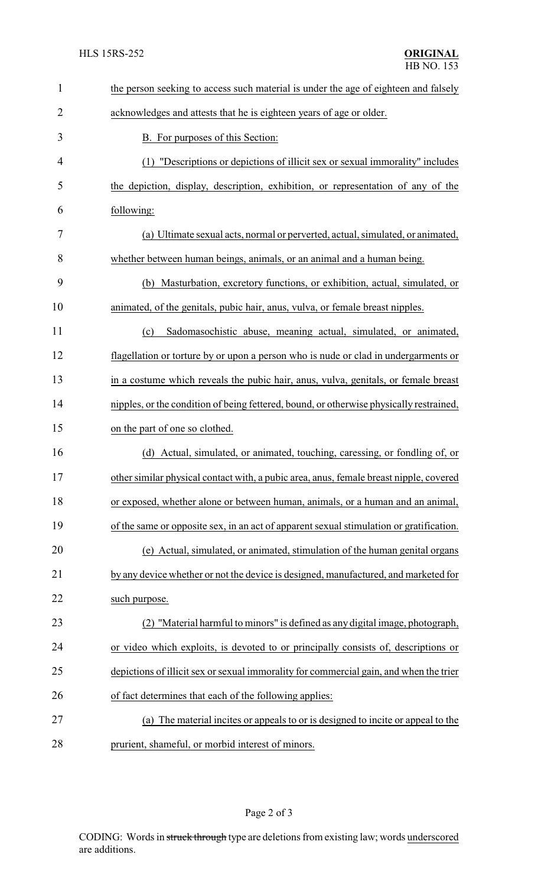the person seeking to access such material is under the age of eighteen and falsely acknowledges and attests that he is eighteen years of age or older.

B. For purposes of this Section:

(1) "Descriptions or depictions of illicit sex or sexual immorality" includes the depiction, display, description, exhibition, or representation of any of the following:

(a) Ultimate sexual acts, normal or perverted, actual, simulated, or animated, whether between human beings, animals, or an animal and a human being.

(b) Masturbation, excretory functions, or exhibition, actual, simulated, or animated, of the genitals, pubic hair, anus, vulva, or female breast nipples.

(c) Sadomasochistic abuse, meaning actual, simulated, or animated, flagellation or torture by or upon a person who is nude or clad in undergarments or in a costume which reveals the pubic hair, anus, vulva, genitals, or female breast nipples, or the condition of being fettered, bound, or otherwise physically restrained, on the part of one so clothed.

(d) Actual, simulated, or animated, touching, caressing, or fondling of, or other similar physical contact with, a pubic area, anus, female breast nipple, covered or exposed, whether alone or between human, animals, or a human and an animal, of the same or opposite sex, in an act of apparent sexual stimulation or gratification.

(e) Actual, simulated, or animated, stimulation of the human genital organs by any device whether or not the device is designed, manufactured, and marketed for such purpose.

(2) "Material harmful to minors" is defined as any digital image, photograph, or video which exploits, is devoted to or principally consists of, descriptions or depictions of illicit sex or sexual immorality for commercial gain, and when the trier of fact determines that each of the following applies:

(a) The material incites or appeals to or is designed to incite or appeal to the prurient, shameful, or morbid interest of minors.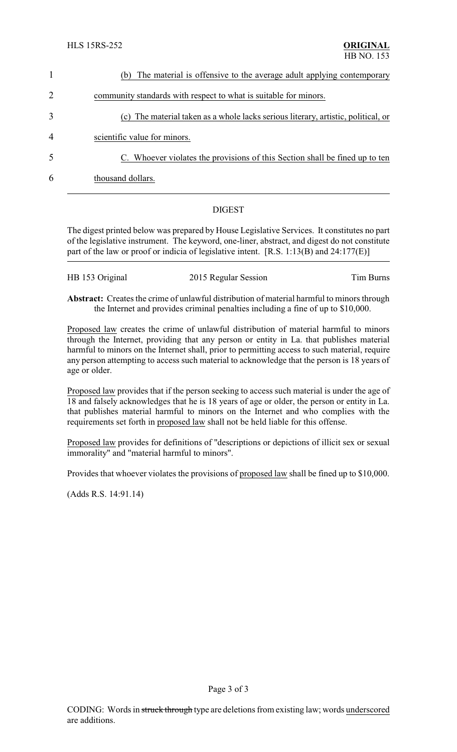(b) The material is offensive to the average adult applying contemporary community standards with respect to what is suitable for minors.

(c) The material taken as a whole lacks serious literary, artistic, political, or scientific value for minors.

C. Whoever violates the provisions of this Section shall be fined up to ten thousand dollars.

## DIGEST

The digest printed below was prepared by House Legislative Services. It constitutes no part of the legislative instrument. The keyword, one-liner, abstract, and digest do not constitute part of the law or proof or indicia of legislative intent. [R.S. 1:13(B) and 24:177(E)]

HB 153 Original — 2015 Regular Session — Tim Burns

**Abstract:** Creates the crime of unlawful distribution of material harmful to minors through the Internet and provides criminal penalties including a fine of up to $10,000.

Proposed law creates the crime of unlawful distribution of material harmful to minors through the Internet, providing that any person or entity in La. that publishes material harmful to minors on the Internet shall, prior to permitting access to such material, require any person attempting to access such material to acknowledge that the person is 18 years of age or older.

Proposed law provides that if the person seeking to access such material is under the age of 18 and falsely acknowledges that he is 18 years of age or older, the person or entity in La. that publishes material harmful to minors on the Internet and who complies with the requirements set forth in proposed law shall not be held liable for this offense.

Proposed law provides for definitions of "descriptions or depictions of illicit sex or sexual immorality" and "material harmful to minors".

Provides that whoever violates the provisions of proposed law shall be fined up to $10,000.

(Adds R.S. 14:91.14)

CODING: Words in ~~struck through~~ type are deletions from existing law; words underscored are additions.